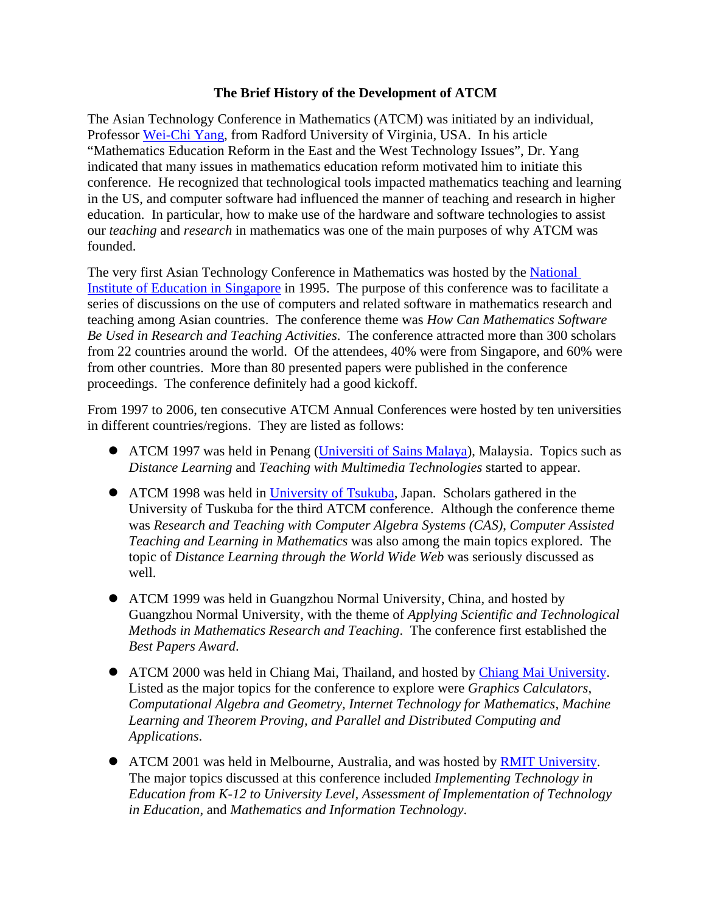# The Brief History of the Development of ATCM

The Asian Technology Conference in Mathematics (ATCM) was initiated by an individual, Professor Wei-Chi Yang, from Radford University of Virginia, USA. In his article "Mathematics Education Reform in the East and the West Technology Issues", Dr. Yang indicated that many issues in mathematics education reform motivated him to initiate this conference. He recognized that technological tools impacted mathematics teaching and learning in the US, and computer software had influenced the manner of teaching and research in higher education. In particular, how to make use of the hardware and software technologies to assist our *teaching* and *research* in mathematics was one of the main purposes of why ATCM was founded.

The very first Asian Technology Conference in Mathematics was hosted by the National Institute of Education in Singapore in 1995. The purpose of this conference was to facilitate a series of discussions on the use of computers and related software in mathematics research and teaching among Asian countries. The conference theme was *How Can Mathematics Software Be Used in Research and Teaching Activities*. The conference attracted more than 300 scholars from 22 countries around the world. Of the attendees, 40% were from Singapore, and 60% were from other countries. More than 80 presented papers were published in the conference proceedings. The conference definitely had a good kickoff.

From 1997 to 2006, ten consecutive ATCM Annual Conferences were hosted by ten universities in different countries/regions. They are listed as follows:

- ATCM 1997 was held in Penang (Universiti of Sains Malaya), Malaysia. Topics such as *Distance Learning* and *Teaching with Multimedia Technologies* started to appear.
- ATCM 1998 was held in University of Tsukuba, Japan. Scholars gathered in the University of Tuskuba for the third ATCM conference. Although the conference theme was *Research and Teaching with Computer Algebra Systems (CAS)*, *Computer Assisted Teaching and Learning in Mathematics* was also among the main topics explored. The topic of *Distance Learning through the World Wide Web* was seriously discussed as well.
- ATCM 1999 was held in Guangzhou Normal University, China, and hosted by Guangzhou Normal University, with the theme of *Applying Scientific and Technological Methods in Mathematics Research and Teaching*. The conference first established the *Best Papers Award*.
- ATCM 2000 was held in Chiang Mai, Thailand, and hosted by Chiang Mai University. Listed as the major topics for the conference to explore were *Graphics Calculators*, *Computational Algebra and Geometry*, *Internet Technology for Mathematics*, *Machine Learning and Theorem Proving, and Parallel and Distributed Computing and Applications*.
- ATCM 2001 was held in Melbourne, Australia, and was hosted by RMIT University. The major topics discussed at this conference included *Implementing Technology in Education from K-12 to University Level*, *Assessment of Implementation of Technology in Education*, and *Mathematics and Information Technology*.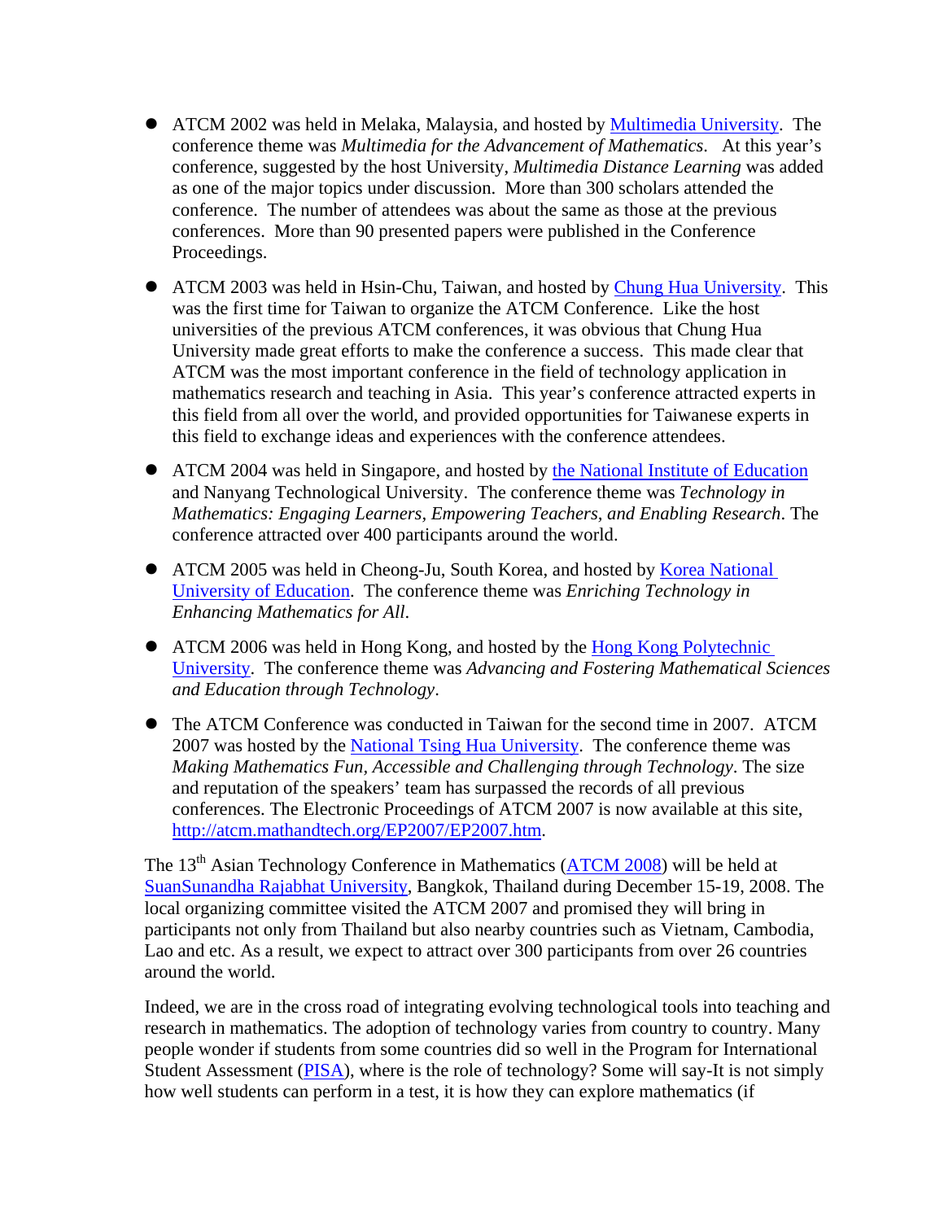- ATCM 2002 was held in Melaka, Malaysia, and hosted by [Multimedia University](). The conference theme was *Multimedia for the Advancement of Mathematics*. At this year's conference, suggested by the host University, *Multimedia Distance Learning* was added as one of the major topics under discussion. More than 300 scholars attended the conference. The number of attendees was about the same as those at the previous conferences. More than 90 presented papers were published in the Conference Proceedings.

- ATCM 2003 was held in Hsin-Chu, Taiwan, and hosted by [Chung Hua University](). This was the first time for Taiwan to organize the ATCM Conference. Like the host universities of the previous ATCM conferences, it was obvious that Chung Hua University made great efforts to make the conference a success. This made clear that ATCM was the most important conference in the field of technology application in mathematics research and teaching in Asia. This year's conference attracted experts in this field from all over the world, and provided opportunities for Taiwanese experts in this field to exchange ideas and experiences with the conference attendees.

- ATCM 2004 was held in Singapore, and hosted by [the National Institute of Education]() and Nanyang Technological University. The conference theme was *Technology in Mathematics: Engaging Learners, Empowering Teachers, and Enabling Research*. The conference attracted over 400 participants around the world.

- ATCM 2005 was held in Cheong-Ju, South Korea, and hosted by [Korea National University of Education](). The conference theme was *Enriching Technology in Enhancing Mathematics for All*.

- ATCM 2006 was held in Hong Kong, and hosted by the [Hong Kong Polytechnic University](). The conference theme was *Advancing and Fostering Mathematical Sciences and Education through Technology*.

- The ATCM Conference was conducted in Taiwan for the second time in 2007. ATCM 2007 was hosted by the [National Tsing Hua University](). The conference theme was *Making Mathematics Fun, Accessible and Challenging through Technology*. The size and reputation of the speakers' team has surpassed the records of all previous conferences. The Electronic Proceedings of ATCM 2007 is now available at this site, [http://atcm.mathandtech.org/EP2007/EP2007.htm](http://atcm.mathandtech.org/EP2007/EP2007.htm).

The 13th Asian Technology Conference in Mathematics ([ATCM 2008]()) will be held at [SuanSunandha Rajabhat University](), Bangkok, Thailand during December 15-19, 2008. The local organizing committee visited the ATCM 2007 and promised they will bring in participants not only from Thailand but also nearby countries such as Vietnam, Cambodia, Lao and etc. As a result, we expect to attract over 300 participants from over 26 countries around the world.

Indeed, we are in the cross road of integrating evolving technological tools into teaching and research in mathematics. The adoption of technology varies from country to country. Many people wonder if students from some countries did so well in the Program for International Student Assessment ([PISA]()), where is the role of technology? Some will say-It is not simply how well students can perform in a test, it is how they can explore mathematics (if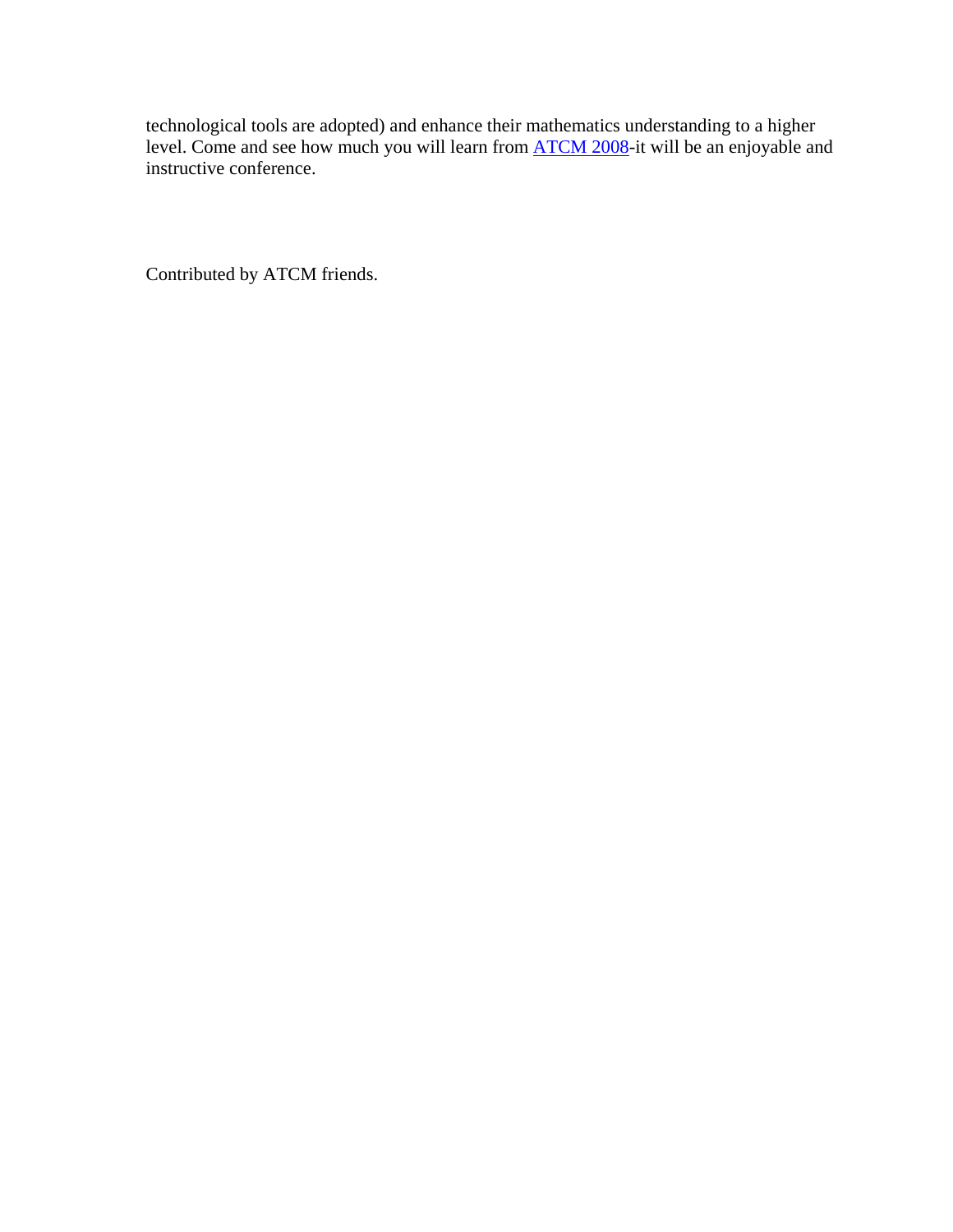technological tools are adopted) and enhance their mathematics understanding to a higher level. Come and see how much you will learn from [ATCM 2008]-it will be an enjoyable and instructive conference.

Contributed by ATCM friends.